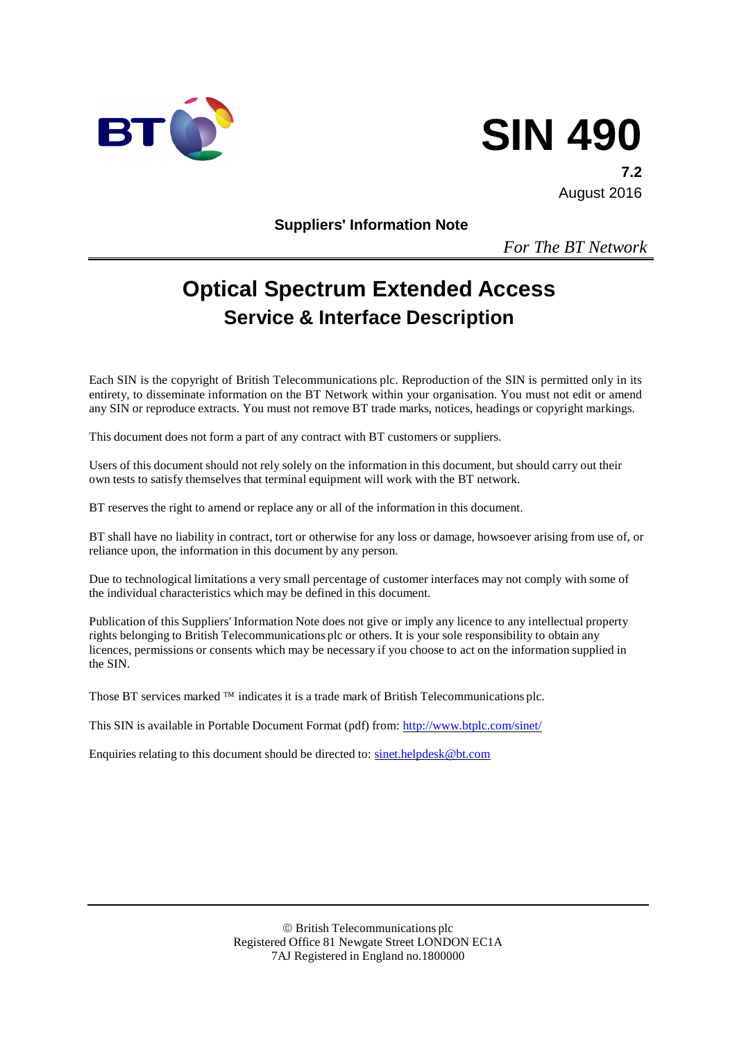BT

# SIN 490

**7.2**

August 2016

**Suppliers' Information Note**

*For The BT Network*

# Optical Spectrum Extended Access

## Service & Interface Description

Each SIN is the copyright of British Telecommunications plc. Reproduction of the SIN is permitted only in its entirety, to disseminate information on the BT Network within your organisation. You must not edit or amend any SIN or reproduce extracts. You must not remove BT trade marks, notices, headings or copyright markings.

This document does not form a part of any contract with BT customers or suppliers.

Users of this document should not rely solely on the information in this document, but should carry out their own tests to satisfy themselves that terminal equipment will work with the BT network.

BT reserves the right to amend or replace any or all of the information in this document.

BT shall have no liability in contract, tort or otherwise for any loss or damage, howsoever arising from use of, or reliance upon, the information in this document by any person.

Due to technological limitations a very small percentage of customer interfaces may not comply with some of the individual characteristics which may be defined in this document.

Publication of this Suppliers' Information Note does not give or imply any licence to any intellectual property rights belonging to British Telecommunications plc or others. It is your sole responsibility to obtain any licences, permissions or consents which may be necessary if you choose to act on the information supplied in the SIN.

Those BT services marked ™ indicates it is a trade mark of British Telecommunications plc.

This SIN is available in Portable Document Format (pdf) from: http://www.btplc.com/sinet/

Enquiries relating to this document should be directed to: sinet.helpdesk@bt.com

© British Telecommunications plc
Registered Office 81 Newgate Street LONDON EC1A 7AJ Registered in England no.1800000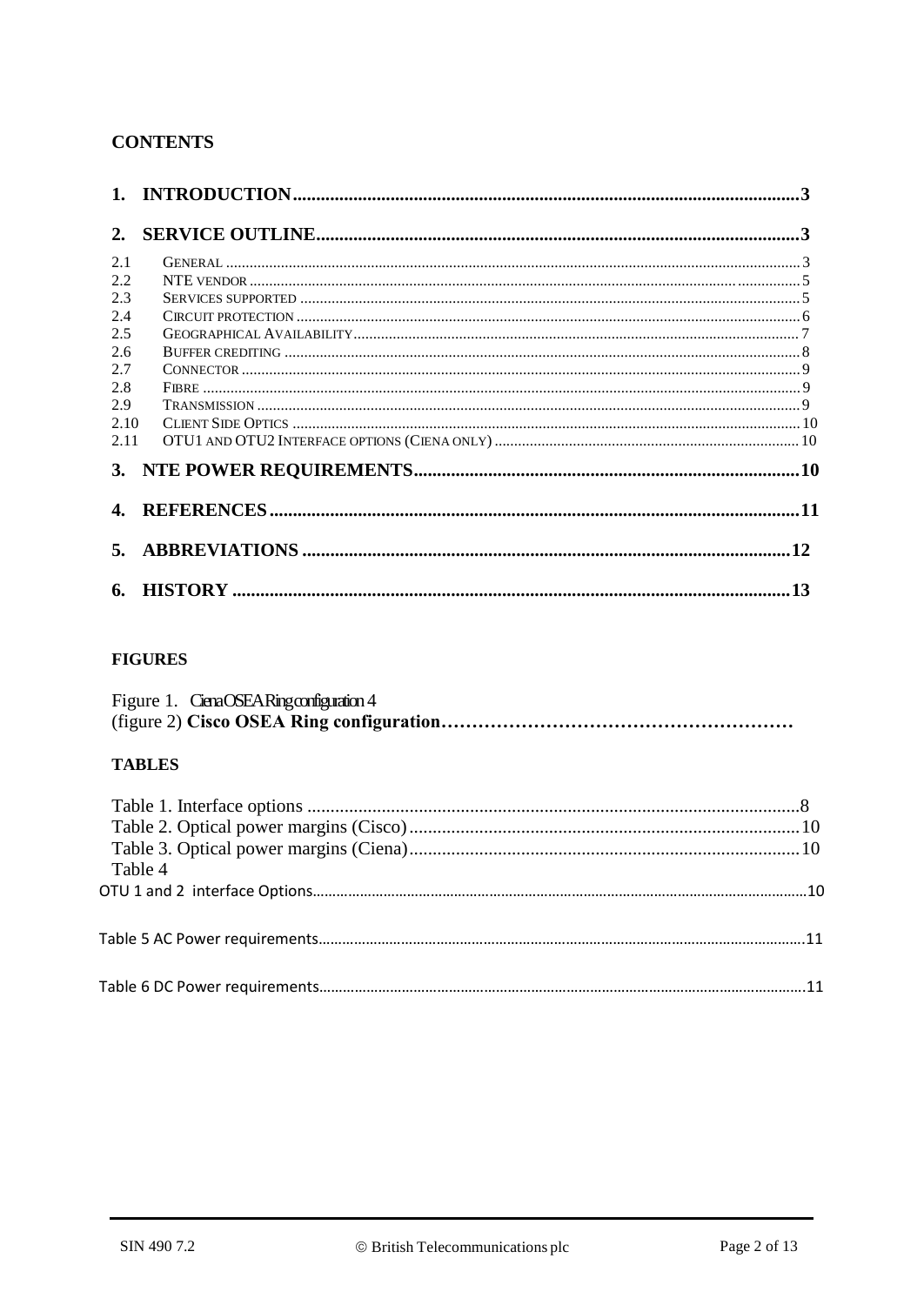**CONTENTS**

**1. INTRODUCTION**....................................................................................................**3**

**2. SERVICE OUTLINE**..............................................................................................**3**

2.1 GENERAL ..........................................................................................................3
2.2 NTE VENDOR ......................................................................................................5
2.3 SERVICES SUPPORTED ..........................................................................................5
2.4 CIRCUIT PROTECTION ...........................................................................................6
2.5 GEOGRAPHICAL AVAILABILITY..................................................................................7
2.6 BUFFER CREDITING ..............................................................................................8
2.7 CONNECTOR ........................................................................................................9
2.8 FIBRE ..................................................................................................................9
2.9 TRANSMISSION .....................................................................................................9
2.10 CLIENT SIDE OPTICS ............................................................................................10
2.11 OTU1 AND OTU2 INTERFACE OPTIONS (CIENA ONLY) .............................................10

**3. NTE POWER REQUIREMENTS**.............................................................................**10**

**4. REFERENCES**....................................................................................................**11**

**5. ABBREVIATIONS** ...............................................................................................**12**

**6. HISTORY** ...........................................................................................................**13**

**FIGURES**

Figure 1. Ciena OSEA Ring configuration 4
(figure 2) **Cisco OSEA Ring configuration…………………………………………………**

**TABLES**

Table 1. Interface options .........................................................................................8
Table 2. Optical power margins (Cisco)....................................................................10
Table 3. Optical power margins (Ciena)....................................................................10
Table 4
OTU 1 and 2 interface Options...................................................................................10

Table 5 AC Power requirements..................................................................................11

Table 6 DC Power requirements..................................................................................11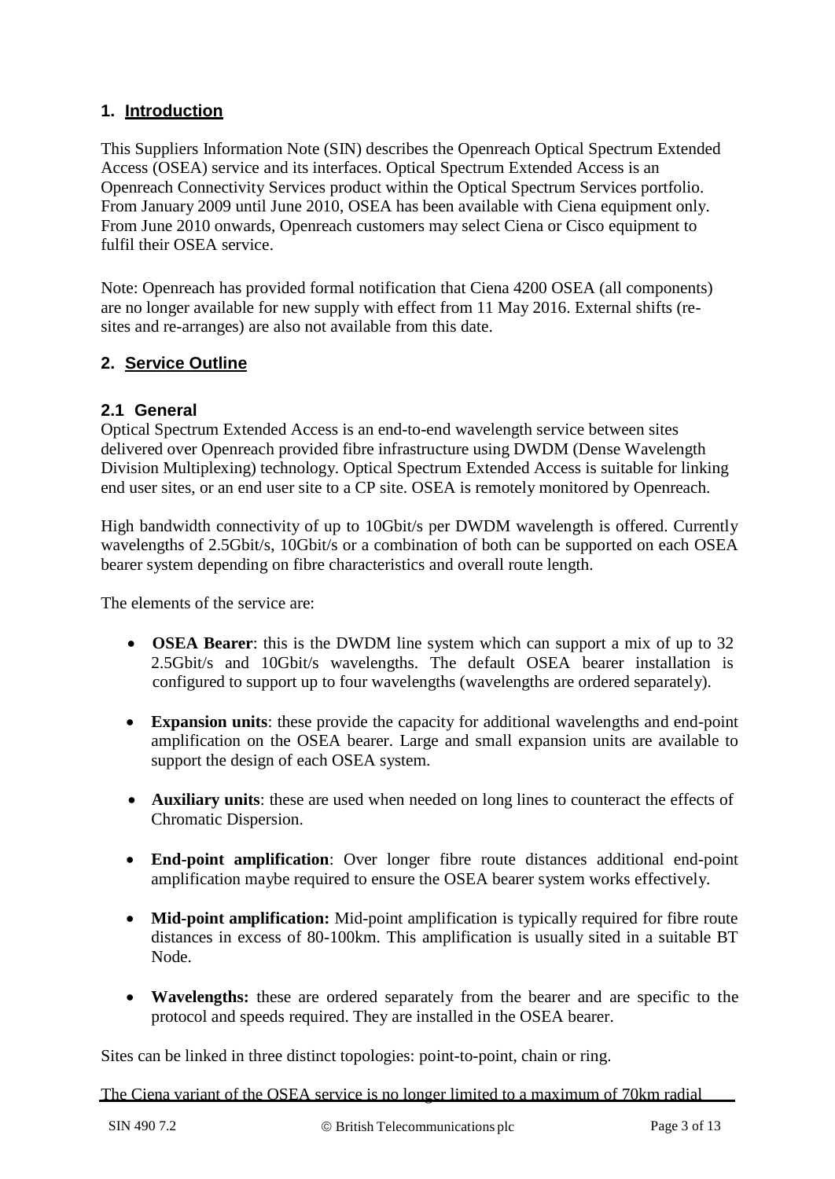## 1. Introduction

This Suppliers Information Note (SIN) describes the Openreach Optical Spectrum Extended Access (OSEA) service and its interfaces. Optical Spectrum Extended Access is an Openreach Connectivity Services product within the Optical Spectrum Services portfolio. From January 2009 until June 2010, OSEA has been available with Ciena equipment only. From June 2010 onwards, Openreach customers may select Ciena or Cisco equipment to fulfil their OSEA service.

Note: Openreach has provided formal notification that Ciena 4200 OSEA (all components) are no longer available for new supply with effect from 11 May 2016. External shifts (re-sites and re-arranges) are also not available from this date.

## 2. Service Outline

### 2.1 General

Optical Spectrum Extended Access is an end-to-end wavelength service between sites delivered over Openreach provided fibre infrastructure using DWDM (Dense Wavelength Division Multiplexing) technology. Optical Spectrum Extended Access is suitable for linking end user sites, or an end user site to a CP site. OSEA is remotely monitored by Openreach.

High bandwidth connectivity of up to 10Gbit/s per DWDM wavelength is offered. Currently wavelengths of 2.5Gbit/s, 10Gbit/s or a combination of both can be supported on each OSEA bearer system depending on fibre characteristics and overall route length.

The elements of the service are:

- **OSEA Bearer**: this is the DWDM line system which can support a mix of up to 32 2.5Gbit/s and 10Gbit/s wavelengths. The default OSEA bearer installation is configured to support up to four wavelengths (wavelengths are ordered separately).
- **Expansion units**: these provide the capacity for additional wavelengths and end-point amplification on the OSEA bearer. Large and small expansion units are available to support the design of each OSEA system.
- **Auxiliary units**: these are used when needed on long lines to counteract the effects of Chromatic Dispersion.
- **End-point amplification**: Over longer fibre route distances additional end-point amplification maybe required to ensure the OSEA bearer system works effectively.
- **Mid-point amplification:** Mid-point amplification is typically required for fibre route distances in excess of 80-100km. This amplification is usually sited in a suitable BT Node.
- **Wavelengths:** these are ordered separately from the bearer and are specific to the protocol and speeds required. They are installed in the OSEA bearer.

Sites can be linked in three distinct topologies: point-to-point, chain or ring.

The Ciena variant of the OSEA service is no longer limited to a maximum of 70km radial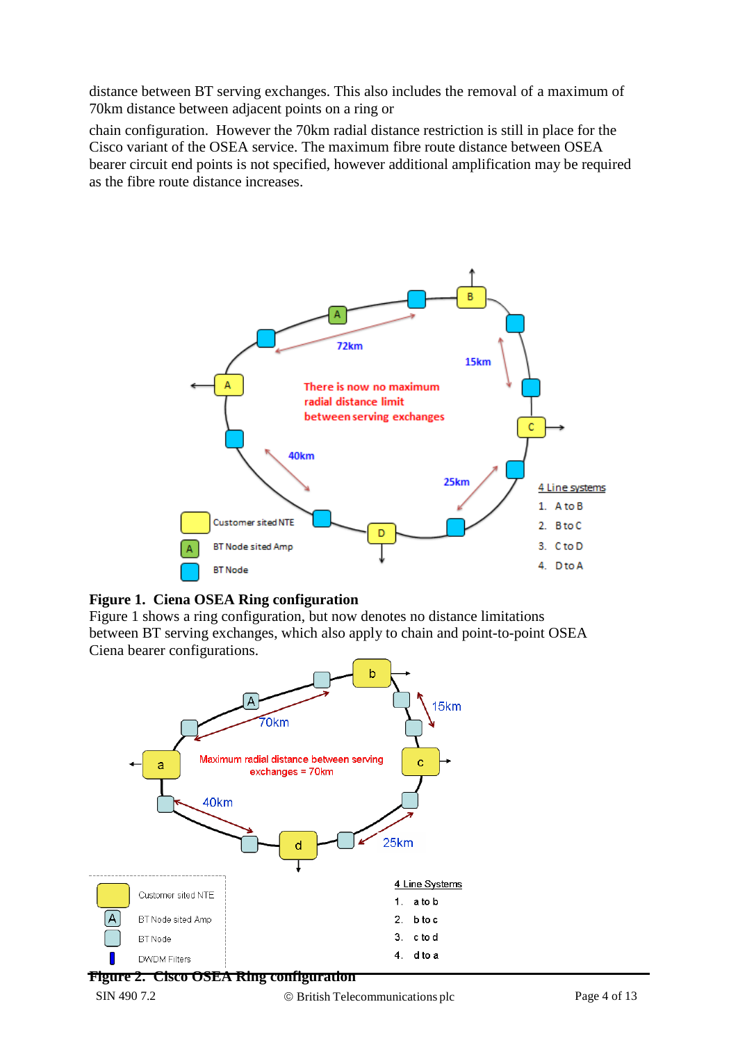distance between BT serving exchanges. This also includes the removal of a maximum of 70km distance between adjacent points on a ring or

chain configuration. However the 70km radial distance restriction is still in place for the Cisco variant of the OSEA service. The maximum fibre route distance between OSEA bearer circuit end points is not specified, however additional amplification may be required as the fibre route distance increases.

**Figure 1. Ciena OSEA Ring configuration**

Figure 1 shows a ring configuration, but now denotes no distance limitations between BT serving exchanges, which also apply to chain and point-to-point OSEA Ciena bearer configurations.

**Figure 2. Cisco OSEA Ring configuration**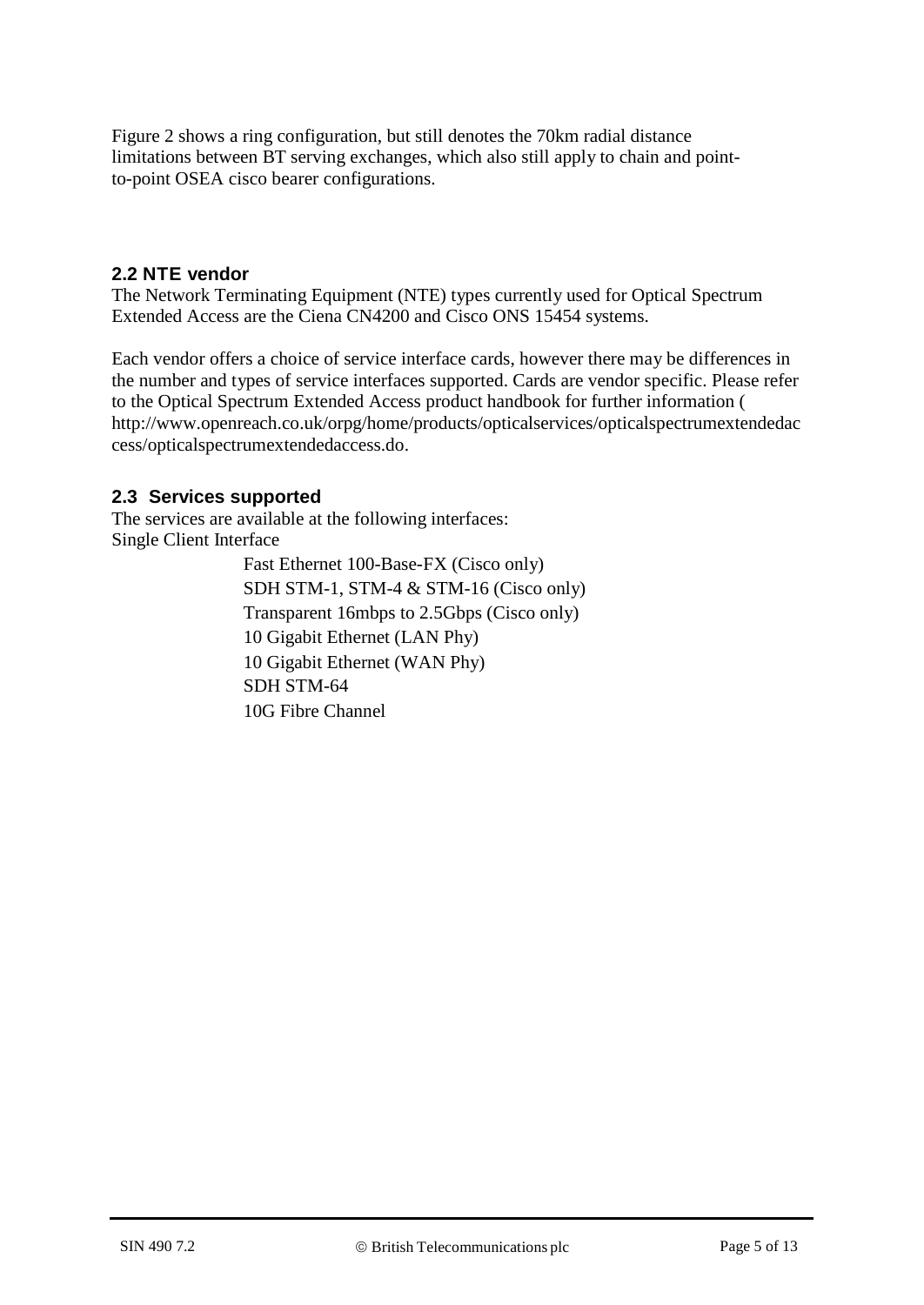Figure 2 shows a ring configuration, but still denotes the 70km radial distance limitations between BT serving exchanges, which also still apply to chain and point-to-point OSEA cisco bearer configurations.

## 2.2 NTE vendor

The Network Terminating Equipment (NTE) types currently used for Optical Spectrum Extended Access are the Ciena CN4200 and Cisco ONS 15454 systems.

Each vendor offers a choice of service interface cards, however there may be differences in the number and types of service interfaces supported. Cards are vendor specific. Please refer to the Optical Spectrum Extended Access product handbook for further information ( http://www.openreach.co.uk/orpg/home/products/opticalservices/opticalspectrumextendedaccess/opticalspectrumextendedaccess.do.

## 2.3 Services supported

The services are available at the following interfaces:

Single Client Interface

- Fast Ethernet 100-Base-FX (Cisco only)
- SDH STM-1, STM-4 & STM-16 (Cisco only)
- Transparent 16mbps to 2.5Gbps (Cisco only)
- 10 Gigabit Ethernet (LAN Phy)
- 10 Gigabit Ethernet (WAN Phy)
- SDH STM-64
- 10G Fibre Channel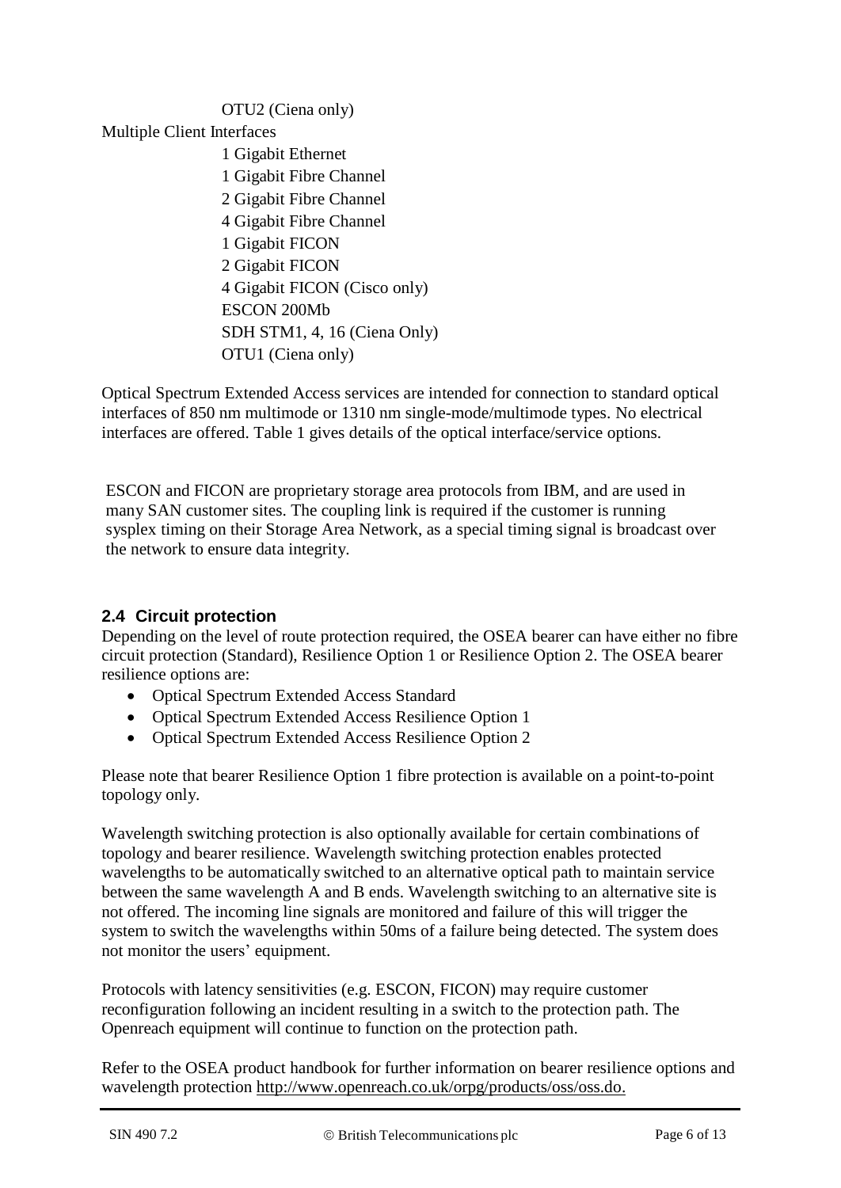OTU2 (Ciena only)

Multiple Client Interfaces

- 1 Gigabit Ethernet
- 1 Gigabit Fibre Channel
- 2 Gigabit Fibre Channel
- 4 Gigabit Fibre Channel
- 1 Gigabit FICON
- 2 Gigabit FICON
- 4 Gigabit FICON (Cisco only)
- ESCON 200Mb
- SDH STM1, 4, 16 (Ciena Only)
- OTU1 (Ciena only)

Optical Spectrum Extended Access services are intended for connection to standard optical interfaces of 850 nm multimode or 1310 nm single-mode/multimode types. No electrical interfaces are offered. Table 1 gives details of the optical interface/service options.

ESCON and FICON are proprietary storage area protocols from IBM, and are used in many SAN customer sites. The coupling link is required if the customer is running sysplex timing on their Storage Area Network, as a special timing signal is broadcast over the network to ensure data integrity.

## 2.4 Circuit protection

Depending on the level of route protection required, the OSEA bearer can have either no fibre circuit protection (Standard), Resilience Option 1 or Resilience Option 2. The OSEA bearer resilience options are:

- Optical Spectrum Extended Access Standard
- Optical Spectrum Extended Access Resilience Option 1
- Optical Spectrum Extended Access Resilience Option 2

Please note that bearer Resilience Option 1 fibre protection is available on a point-to-point topology only.

Wavelength switching protection is also optionally available for certain combinations of topology and bearer resilience. Wavelength switching protection enables protected wavelengths to be automatically switched to an alternative optical path to maintain service between the same wavelength A and B ends. Wavelength switching to an alternative site is not offered. The incoming line signals are monitored and failure of this will trigger the system to switch the wavelengths within 50ms of a failure being detected. The system does not monitor the users' equipment.

Protocols with latency sensitivities (e.g. ESCON, FICON) may require customer reconfiguration following an incident resulting in a switch to the protection path. The Openreach equipment will continue to function on the protection path.

Refer to the OSEA product handbook for further information on bearer resilience options and wavelength protection http://www.openreach.co.uk/orpg/products/oss/oss.do.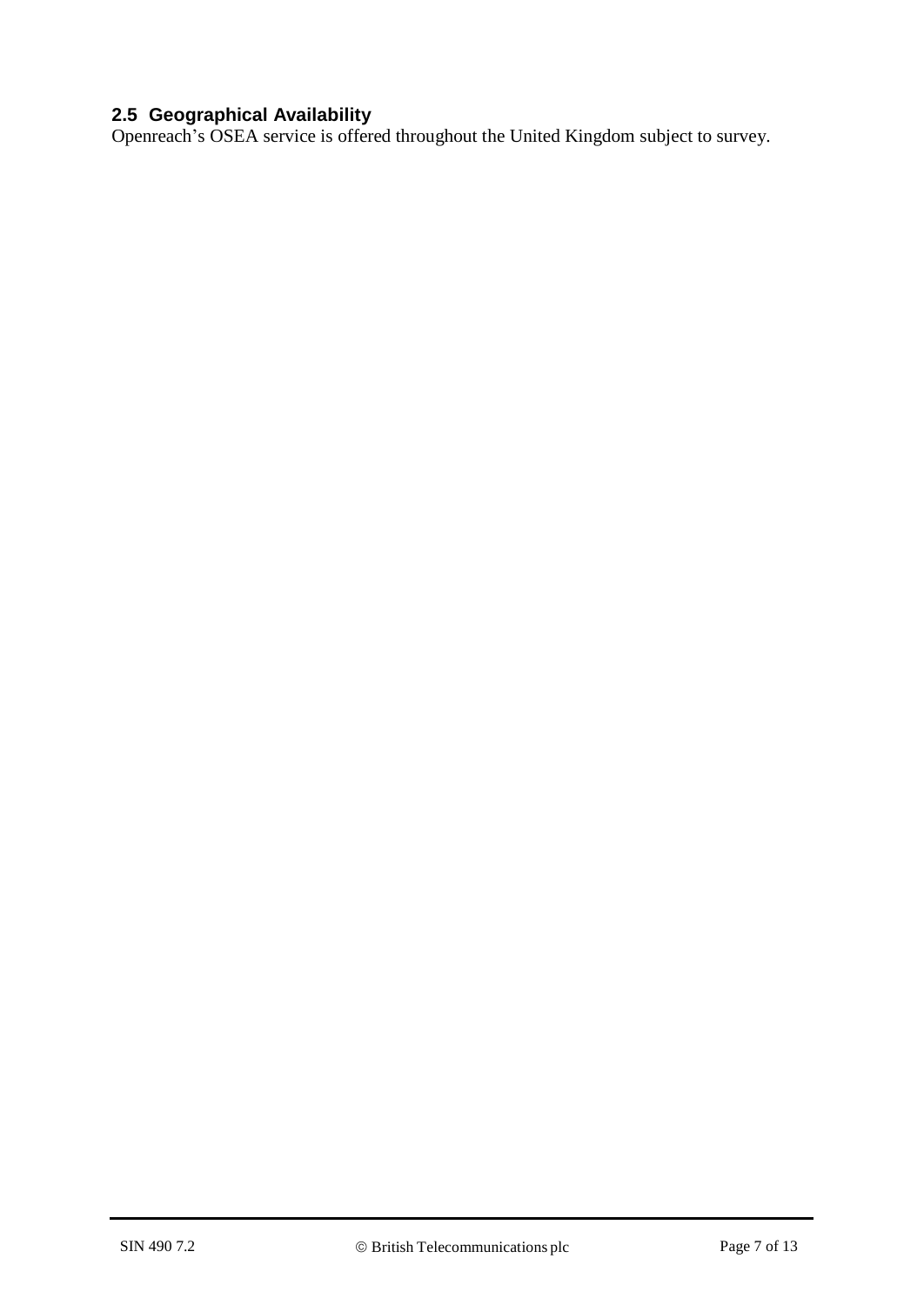### 2.5 Geographical Availability

Openreach’s OSEA service is offered throughout the United Kingdom subject to survey.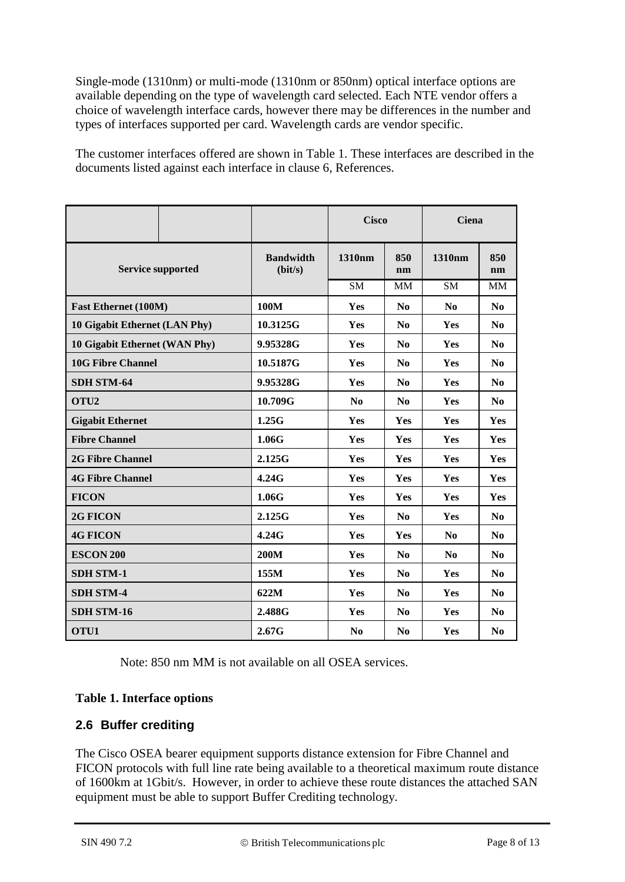Single-mode (1310nm) or multi-mode (1310nm or 850nm) optical interface options are available depending on the type of wavelength card selected. Each NTE vendor offers a choice of wavelength interface cards, however there may be differences in the number and types of interfaces supported per card. Wavelength cards are vendor specific.

The customer interfaces offered are shown in Table 1. These interfaces are described in the documents listed against each interface in clause 6, References.

| | | Cisco | | Ciena | |
|---|---|---|---|---|---|
| **Service supported** | **Bandwidth (bit/s)** | **1310nm** | **850 nm** | **1310nm** | **850 nm** |
| | | SM | MM | SM | MM |
| **Fast Ethernet (100M)** | **100M** | **Yes** | **No** | **No** | **No** |
| **10 Gigabit Ethernet (LAN Phy)** | **10.3125G** | **Yes** | **No** | **Yes** | **No** |
| **10 Gigabit Ethernet (WAN Phy)** | **9.95328G** | **Yes** | **No** | **Yes** | **No** |
| **10G Fibre Channel** | **10.5187G** | **Yes** | **No** | **Yes** | **No** |
| **SDH STM-64** | **9.95328G** | **Yes** | **No** | **Yes** | **No** |
| **OTU2** | **10.709G** | **No** | **No** | **Yes** | **No** |
| **Gigabit Ethernet** | **1.25G** | **Yes** | **Yes** | **Yes** | **Yes** |
| **Fibre Channel** | **1.06G** | **Yes** | **Yes** | **Yes** | **Yes** |
| **2G Fibre Channel** | **2.125G** | **Yes** | **Yes** | **Yes** | **Yes** |
| **4G Fibre Channel** | **4.24G** | **Yes** | **Yes** | **Yes** | **Yes** |
| **FICON** | **1.06G** | **Yes** | **Yes** | **Yes** | **Yes** |
| **2G FICON** | **2.125G** | **Yes** | **No** | **Yes** | **No** |
| **4G FICON** | **4.24G** | **Yes** | **Yes** | **No** | **No** |
| **ESCON 200** | **200M** | **Yes** | **No** | **No** | **No** |
| **SDH STM-1** | **155M** | **Yes** | **No** | **Yes** | **No** |
| **SDH STM-4** | **622M** | **Yes** | **No** | **Yes** | **No** |
| **SDH STM-16** | **2.488G** | **Yes** | **No** | **Yes** | **No** |
| **OTU1** | **2.67G** | **No** | **No** | **Yes** | **No** |

Note: 850 nm MM is not available on all OSEA services.

**Table 1. Interface options**

## 2.6 Buffer crediting

The Cisco OSEA bearer equipment supports distance extension for Fibre Channel and FICON protocols with full line rate being available to a theoretical maximum route distance of 1600km at 1Gbit/s. However, in order to achieve these route distances the attached SAN equipment must be able to support Buffer Crediting technology.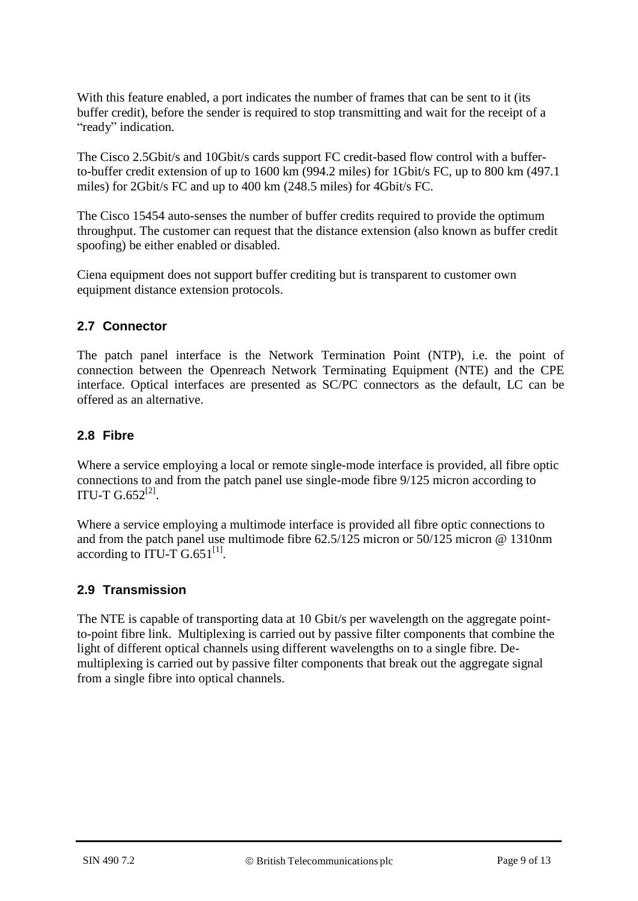With this feature enabled, a port indicates the number of frames that can be sent to it (its buffer credit), before the sender is required to stop transmitting and wait for the receipt of a "ready" indication.

The Cisco 2.5Gbit/s and 10Gbit/s cards support FC credit-based flow control with a buffer-to-buffer credit extension of up to 1600 km (994.2 miles) for 1Gbit/s FC, up to 800 km (497.1 miles) for 2Gbit/s FC and up to 400 km (248.5 miles) for 4Gbit/s FC.

The Cisco 15454 auto-senses the number of buffer credits required to provide the optimum throughput. The customer can request that the distance extension (also known as buffer credit spoofing) be either enabled or disabled.

Ciena equipment does not support buffer crediting but is transparent to customer own equipment distance extension protocols.

## 2.7 Connector

The patch panel interface is the Network Termination Point (NTP), i.e. the point of connection between the Openreach Network Terminating Equipment (NTE) and the CPE interface. Optical interfaces are presented as SC/PC connectors as the default, LC can be offered as an alternative.

## 2.8 Fibre

Where a service employing a local or remote single-mode interface is provided, all fibre optic connections to and from the patch panel use single-mode fibre 9/125 micron according to ITU-T G.652[2].

Where a service employing a multimode interface is provided all fibre optic connections to and from the patch panel use multimode fibre 62.5/125 micron or 50/125 micron @ 1310nm according to ITU-T G.651[1].

## 2.9 Transmission

The NTE is capable of transporting data at 10 Gbit/s per wavelength on the aggregate point-to-point fibre link. Multiplexing is carried out by passive filter components that combine the light of different optical channels using different wavelengths on to a single fibre. De-multiplexing is carried out by passive filter components that break out the aggregate signal from a single fibre into optical channels.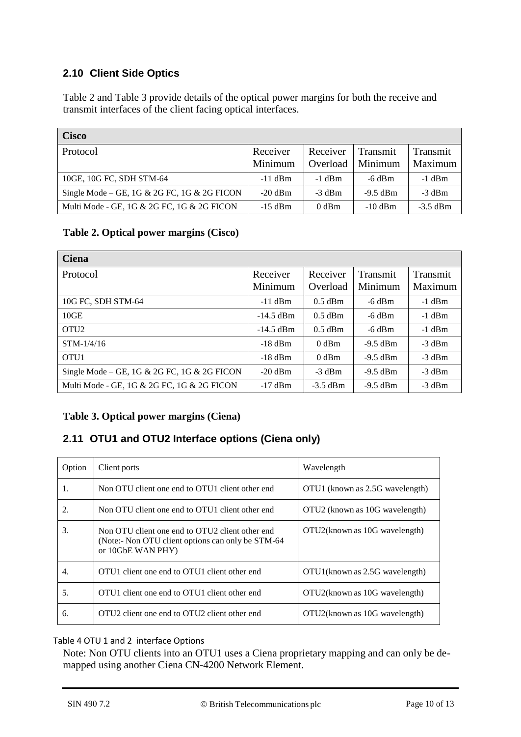## 2.10 Client Side Optics

Table 2 and Table 3 provide details of the optical power margins for both the receive and transmit interfaces of the client facing optical interfaces.

| **Cisco** | | | | |
|---|---|---|---|---|
| Protocol | Receiver Minimum | Receiver Overload | Transmit Minimum | Transmit Maximum |
| 10GE, 10G FC, SDH STM-64 | -11 dBm | -1 dBm | -6 dBm | -1 dBm |
| Single Mode – GE, 1G & 2G FC, 1G & 2G FICON | -20 dBm | -3 dBm | -9.5 dBm | -3 dBm |
| Multi Mode - GE, 1G & 2G FC, 1G & 2G FICON | -15 dBm | 0 dBm | -10 dBm | -3.5 dBm |

**Table 2. Optical power margins (Cisco)**

| **Ciena** | | | | |
|---|---|---|---|---|
| Protocol | Receiver Minimum | Receiver Overload | Transmit Minimum | Transmit Maximum |
| 10G FC, SDH STM-64 | -11 dBm | 0.5 dBm | -6 dBm | -1 dBm |
| 10GE | -14.5 dBm | 0.5 dBm | -6 dBm | -1 dBm |
| OTU2 | -14.5 dBm | 0.5 dBm | -6 dBm | -1 dBm |
| STM-1/4/16 | -18 dBm | 0 dBm | -9.5 dBm | -3 dBm |
| OTU1 | -18 dBm | 0 dBm | -9.5 dBm | -3 dBm |
| Single Mode – GE, 1G & 2G FC, 1G & 2G FICON | -20 dBm | -3 dBm | -9.5 dBm | -3 dBm |
| Multi Mode - GE, 1G & 2G FC, 1G & 2G FICON | -17 dBm | -3.5 dBm | -9.5 dBm | -3 dBm |

**Table 3. Optical power margins (Ciena)**

## 2.11 OTU1 and OTU2 Interface options (Ciena only)

| Option | Client ports | Wavelength |
|---|---|---|
| 1. | Non OTU client one end to OTU1 client other end | OTU1 (known as 2.5G wavelength) |
| 2. | Non OTU client one end to OTU1 client other end | OTU2 (known as 10G wavelength) |
| 3. | Non OTU client one end to OTU2 client other end (Note:- Non OTU client options can only be STM-64 or 10GbE WAN PHY) | OTU2(known as 10G wavelength) |
| 4. | OTU1 client one end to OTU1 client other end | OTU1(known as 2.5G wavelength) |
| 5. | OTU1 client one end to OTU1 client other end | OTU2(known as 10G wavelength) |
| 6. | OTU2 client one end to OTU2 client other end | OTU2(known as 10G wavelength) |

Table 4 OTU 1 and 2 interface Options

Note: Non OTU clients into an OTU1 uses a Ciena proprietary mapping and can only be de-mapped using another Ciena CN-4200 Network Element.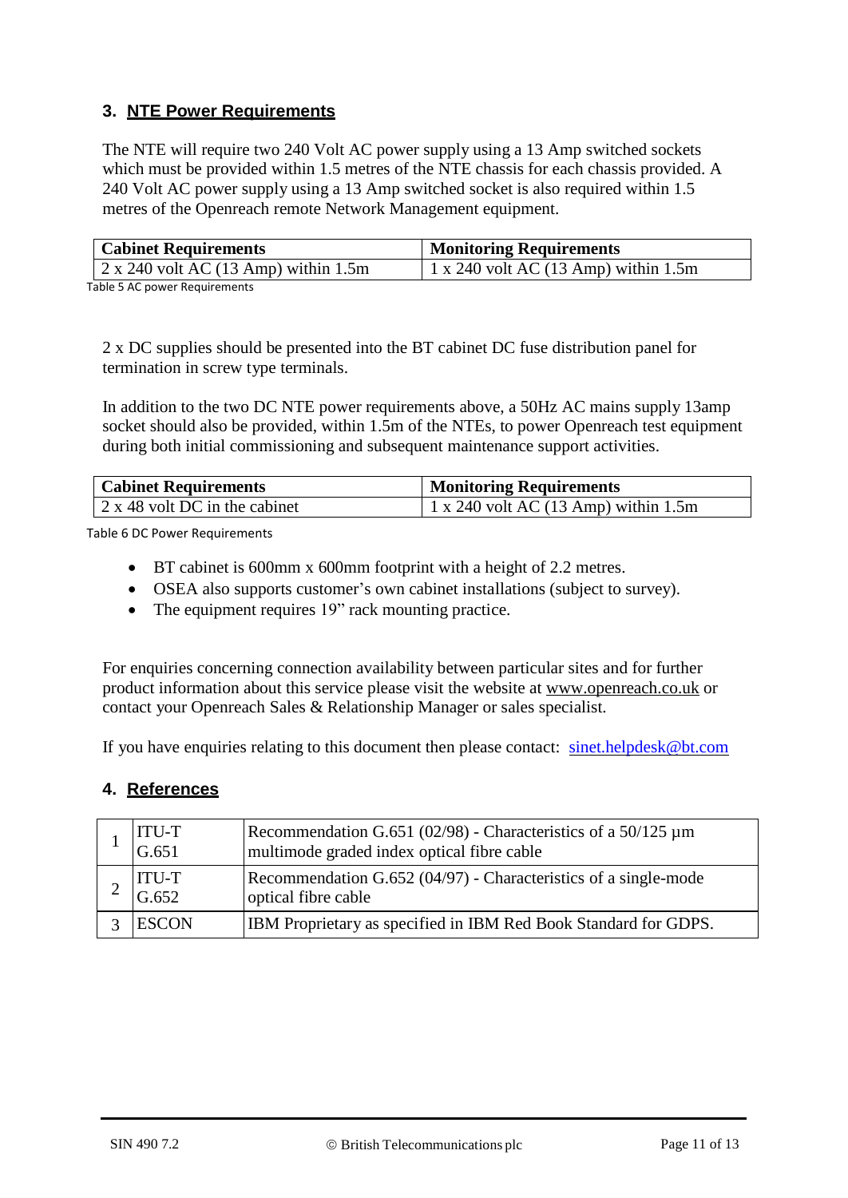## 3. NTE Power Requirements

The NTE will require two 240 Volt AC power supply using a 13 Amp switched sockets which must be provided within 1.5 metres of the NTE chassis for each chassis provided. A 240 Volt AC power supply using a 13 Amp switched socket is also required within 1.5 metres of the Openreach remote Network Management equipment.

| Cabinet Requirements | Monitoring Requirements |
|---|---|
| 2 x 240 volt AC (13 Amp) within 1.5m | 1 x 240 volt AC (13 Amp) within 1.5m |

Table 5 AC power Requirements

2 x DC supplies should be presented into the BT cabinet DC fuse distribution panel for termination in screw type terminals.

In addition to the two DC NTE power requirements above, a 50Hz AC mains supply 13amp socket should also be provided, within 1.5m of the NTEs, to power Openreach test equipment during both initial commissioning and subsequent maintenance support activities.

| Cabinet Requirements | Monitoring Requirements |
|---|---|
| 2 x 48 volt DC in the cabinet | 1 x 240 volt AC (13 Amp) within 1.5m |

Table 6 DC Power Requirements

- BT cabinet is 600mm x 600mm footprint with a height of 2.2 metres.
- OSEA also supports customer's own cabinet installations (subject to survey).
- The equipment requires 19" rack mounting practice.

For enquiries concerning connection availability between particular sites and for further product information about this service please visit the website at www.openreach.co.uk or contact your Openreach Sales & Relationship Manager or sales specialist.

If you have enquiries relating to this document then please contact: sinet.helpdesk@bt.com

## 4. References

| | | |
|---|---|---|
| 1 | ITU-T G.651 | Recommendation G.651 (02/98) - Characteristics of a 50/125 µm multimode graded index optical fibre cable |
| 2 | ITU-T G.652 | Recommendation G.652 (04/97) - Characteristics of a single-mode optical fibre cable |
| 3 | ESCON | IBM Proprietary as specified in IBM Red Book Standard for GDPS. |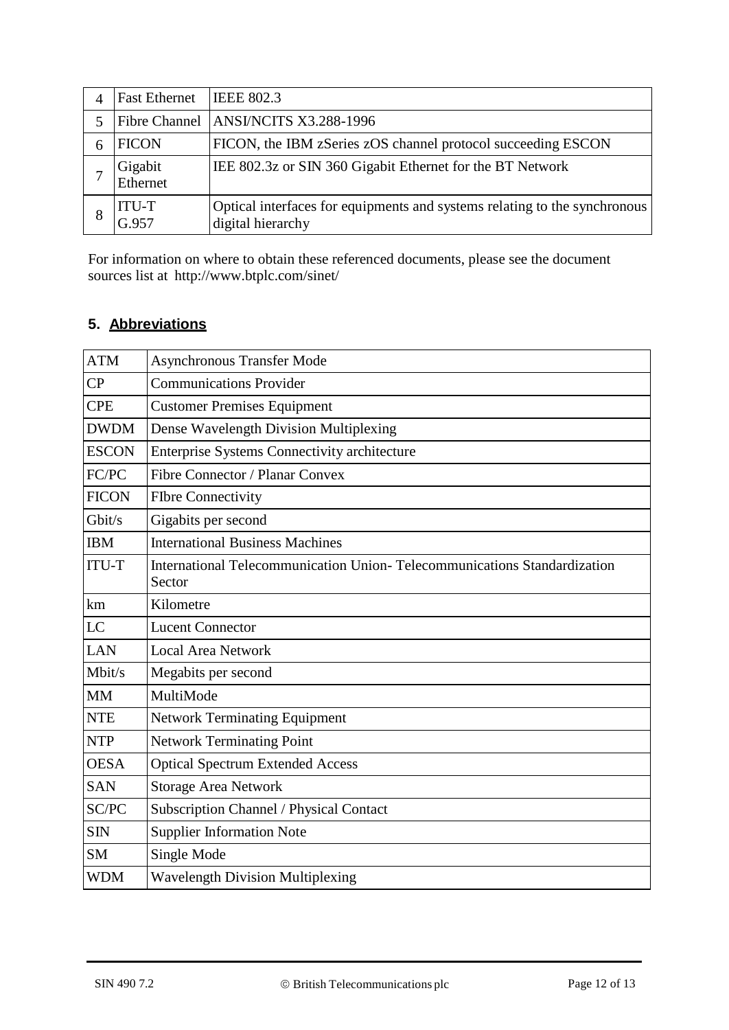| 4 | Fast Ethernet | IEEE 802.3 |
|---|---|---|
| 5 | Fibre Channel | ANSI/NCITS X3.288-1996 |
| 6 | FICON | FICON, the IBM zSeries zOS channel protocol succeeding ESCON |
| 7 | Gigabit Ethernet | IEE 802.3z or SIN 360 Gigabit Ethernet for the BT Network |
| 8 | ITU-T G.957 | Optical interfaces for equipments and systems relating to the synchronous digital hierarchy |

For information on where to obtain these referenced documents, please see the document sources list at http://www.btplc.com/sinet/

## 5. Abbreviations

| ATM | Asynchronous Transfer Mode |
|---|---|
| CP | Communications Provider |
| CPE | Customer Premises Equipment |
| DWDM | Dense Wavelength Division Multiplexing |
| ESCON | Enterprise Systems Connectivity architecture |
| FC/PC | Fibre Connector / Planar Convex |
| FICON | FIbre Connectivity |
| Gbit/s | Gigabits per second |
| IBM | International Business Machines |
| ITU-T | International Telecommunication Union- Telecommunications Standardization Sector |
| km | Kilometre |
| LC | Lucent Connector |
| LAN | Local Area Network |
| Mbit/s | Megabits per second |
| MM | MultiMode |
| NTE | Network Terminating Equipment |
| NTP | Network Terminating Point |
| OESA | Optical Spectrum Extended Access |
| SAN | Storage Area Network |
| SC/PC | Subscription Channel / Physical Contact |
| SIN | Supplier Information Note |
| SM | Single Mode |
| WDM | Wavelength Division Multiplexing |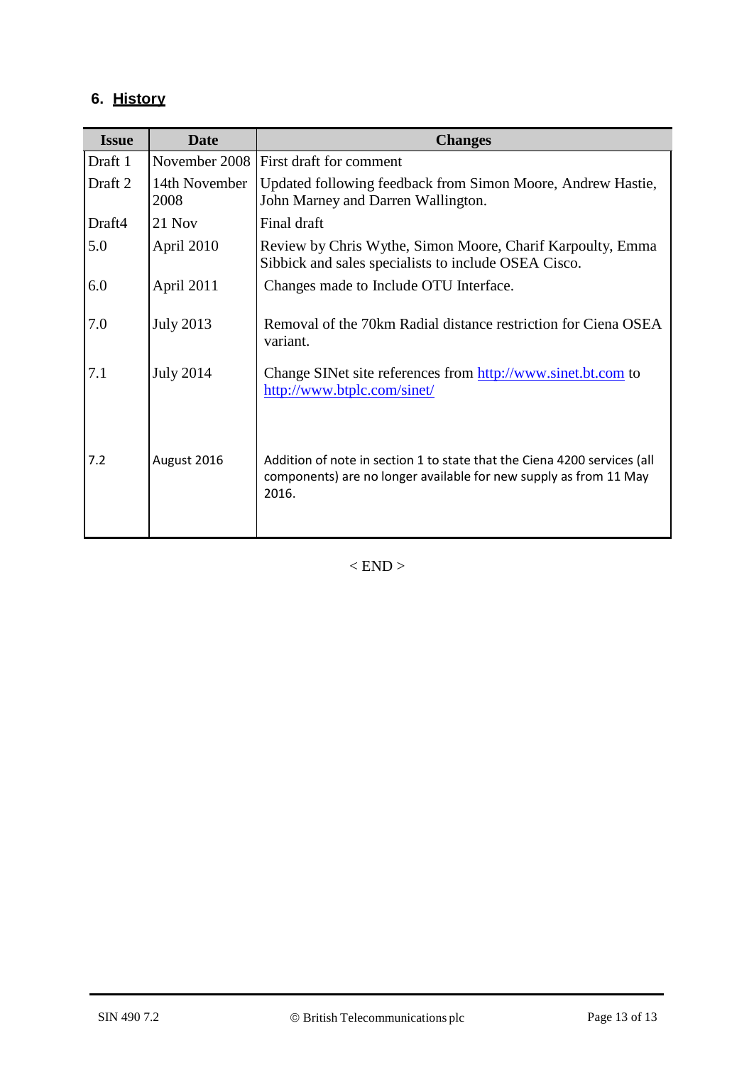## 6. History

| Issue | Date | Changes |
| --- | --- | --- |
| Draft 1 | November 2008 | First draft for comment |
| Draft 2 | 14th November 2008 | Updated following feedback from Simon Moore, Andrew Hastie, John Marney and Darren Wallington. |
| Draft4 | 21 Nov | Final draft |
| 5.0 | April 2010 | Review by Chris Wythe, Simon Moore, Charif Karpoulty, Emma Sibbick and sales specialists to include OSEA Cisco. |
| 6.0 | April 2011 | Changes made to Include OTU Interface. |
| 7.0 | July 2013 | Removal of the 70km Radial distance restriction for Ciena OSEA variant. |
| 7.1 | July 2014 | Change SINet site references from http://www.sinet.bt.com to http://www.btplc.com/sinet/ |
| 7.2 | August 2016 | Addition of note in section 1 to state that the Ciena 4200 services (all components) are no longer available for new supply as from 11 May 2016. |

< END >